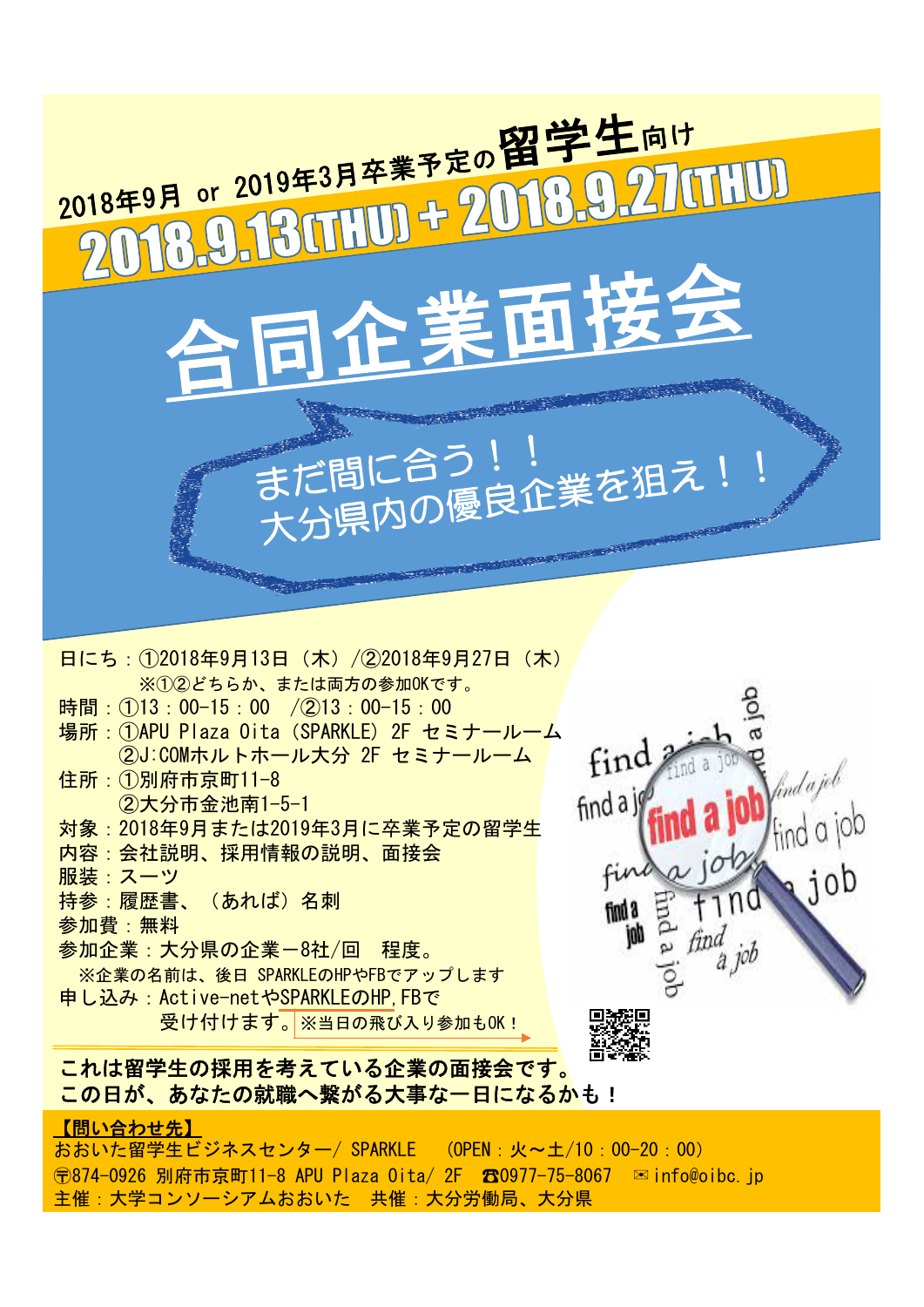2018年9月 or 2019年3月卒業予定の**留学生**向け

**2018.9.13(THU) + 2018.9.27(THU)**

# 合同企業面接会

まだ間に合う！！
大分県内の優良企業を狙え！！

日にち：①2018年9月13日（木）/②2018年9月27日（木）
　※①②どちらか、または両方の参加OKです。
時間：①13：00-15：00　/②13：00-15：00
場所：①APU Plaza Oita（SPARKLE）2F セミナールーム
　②J:COMホルトホール大分 2F セミナールーム
住所：①別府市京町11-8
　②大分市金池南1-5-1
対象：2018年9月または2019年3月に卒業予定の留学生
内容：会社説明、採用情報の説明、面接会
服装：スーツ
持参：履歴書、（あれば）名刺
参加費：無料
参加企業：大分県の企業ー8社/回　程度。
　※企業の名前は、後日 SPARKLEのHPやFBでアップします
申し込み：Active-netやSPARKLEのHP,FBで
　受け付けます。※当日の飛び入り参加もOK！

**これは留学生の採用を考えている企業の面接会です。**
**この日が、あなたの就職へ繋がる大事な一日になるかも！**

**【問い合わせ先】**
おおいた留学生ビジネスセンター/ SPARKLE　（OPEN：火～土/10：00-20：00）
〒874-0926 別府市京町11-8 APU Plaza Oita/ 2F　☎0977-75-8067　✉info@oibc.jp
主催：大学コンソーシアムおおいた　共催：大分労働局、大分県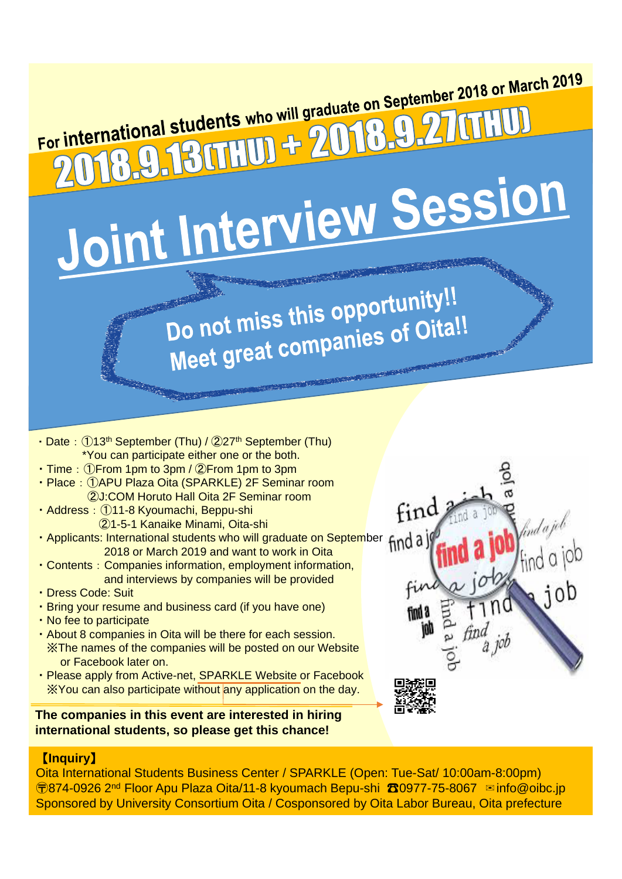For international students who will graduate on September 2018 or March 2019

2018.9.13(THU) + 2018.9.27(THU)

# Joint Interview Session

**Do not miss this opportunity!!**
**Meet great companies of Oita!!**

- Date：①13th September (Thu) / ②27th September (Thu)
  *You can participate either one or the both.
- Time：①From 1pm to 3pm / ②From 1pm to 3pm
- Place：①APU Plaza Oita (SPARKLE) 2F Seminar room
  ②J:COM Horuto Hall Oita 2F Seminar room
- Address：①11-8 Kyoumachi, Beppu-shi
  ②1-5-1 Kanaike Minami, Oita-shi
- Applicants: International students who will graduate on September 2018 or March 2019 and want to work in Oita
- Contents：Companies information, employment information, and interviews by companies will be provided
- Dress Code: Suit
- Bring your resume and business card (if you have one)
- No fee to participate
- About 8 companies in Oita will be there for each session.
  ※The names of the companies will be posted on our Website or Facebook later on.
- Please apply from Active-net, SPARKLE Website or Facebook
  ※You can also participate without any application on the day.

**The companies in this event are interested in hiring international students, so please get this chance!**

**【Inquiry】**
Oita International Students Business Center / SPARKLE (Open: Tue-Sat/ 10:00am-8:00pm)
〒874-0926 2nd Floor Apu Plaza Oita/11-8 kyoumach Bepu-shi ☎0977-75-8067 ✉info@oibc.jp
Sponsored by University Consortium Oita / Cosponsored by Oita Labor Bureau, Oita prefecture